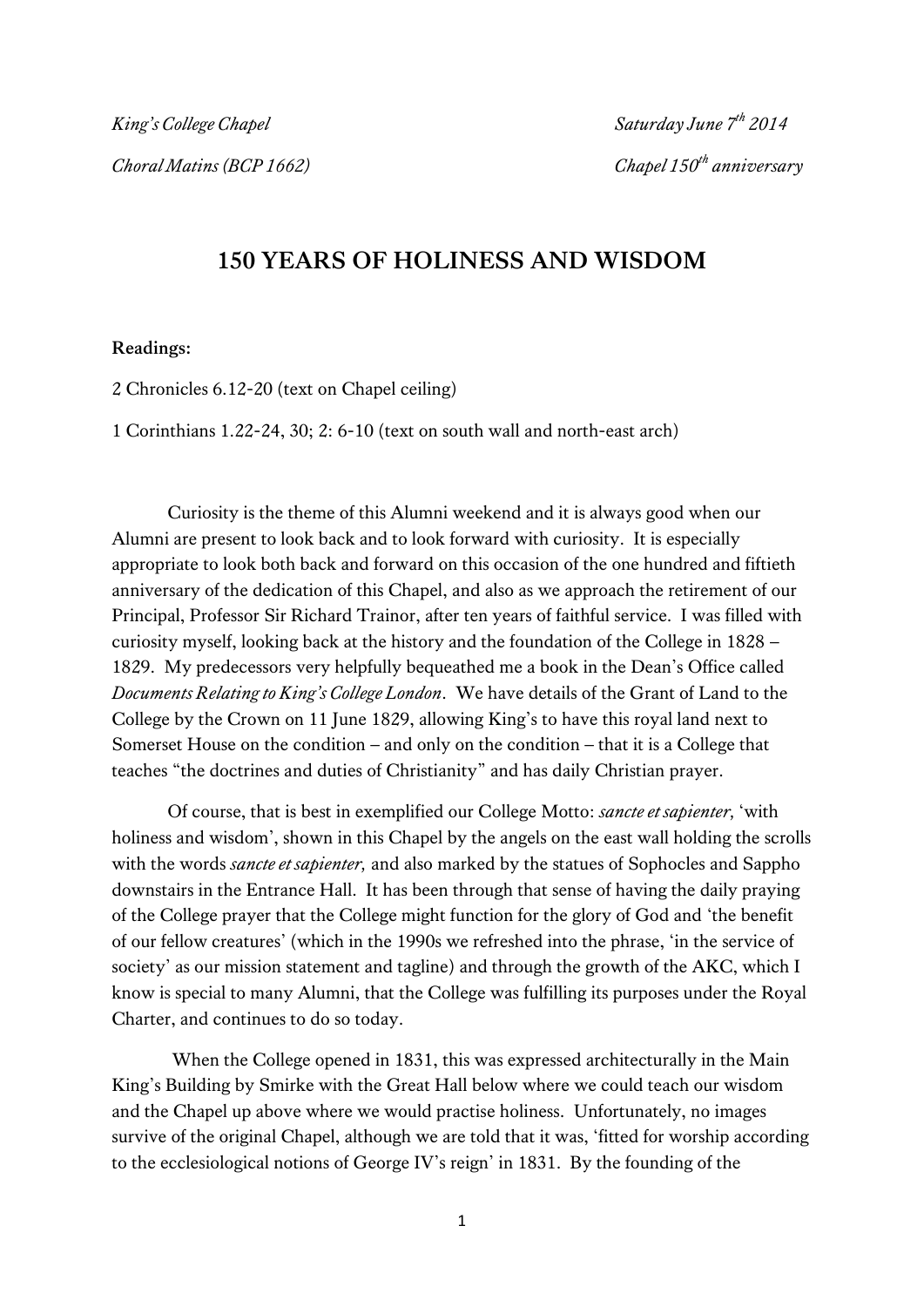*King's College Chapel* *Saturday June 7th 2014*

*Choral Matins (BCP 1662)* *Chapel 150th anniversary*

# 150 YEARS OF HOLINESS AND WISDOM

**Readings:**

2 Chronicles 6.12-20 (text on Chapel ceiling)

1 Corinthians 1.22-24, 30; 2: 6-10 (text on south wall and north-east arch)

Curiosity is the theme of this Alumni weekend and it is always good when our Alumni are present to look back and to look forward with curiosity. It is especially appropriate to look both back and forward on this occasion of the one hundred and fiftieth anniversary of the dedication of this Chapel, and also as we approach the retirement of our Principal, Professor Sir Richard Trainor, after ten years of faithful service. I was filled with curiosity myself, looking back at the history and the foundation of the College in 1828 – 1829. My predecessors very helpfully bequeathed me a book in the Dean's Office called *Documents Relating to King's College London*. We have details of the Grant of Land to the College by the Crown on 11 June 1829, allowing King's to have this royal land next to Somerset House on the condition – and only on the condition – that it is a College that teaches "the doctrines and duties of Christianity" and has daily Christian prayer.

Of course, that is best in exemplified our College Motto: *sancte et sapienter,* 'with holiness and wisdom', shown in this Chapel by the angels on the east wall holding the scrolls with the words *sancte et sapienter,* and also marked by the statues of Sophocles and Sappho downstairs in the Entrance Hall. It has been through that sense of having the daily praying of the College prayer that the College might function for the glory of God and 'the benefit of our fellow creatures' (which in the 1990s we refreshed into the phrase, 'in the service of society' as our mission statement and tagline) and through the growth of the AKC, which I know is special to many Alumni, that the College was fulfilling its purposes under the Royal Charter, and continues to do so today.

When the College opened in 1831, this was expressed architecturally in the Main King's Building by Smirke with the Great Hall below where we could teach our wisdom and the Chapel up above where we would practise holiness. Unfortunately, no images survive of the original Chapel, although we are told that it was, 'fitted for worship according to the ecclesiological notions of George IV's reign' in 1831. By the founding of the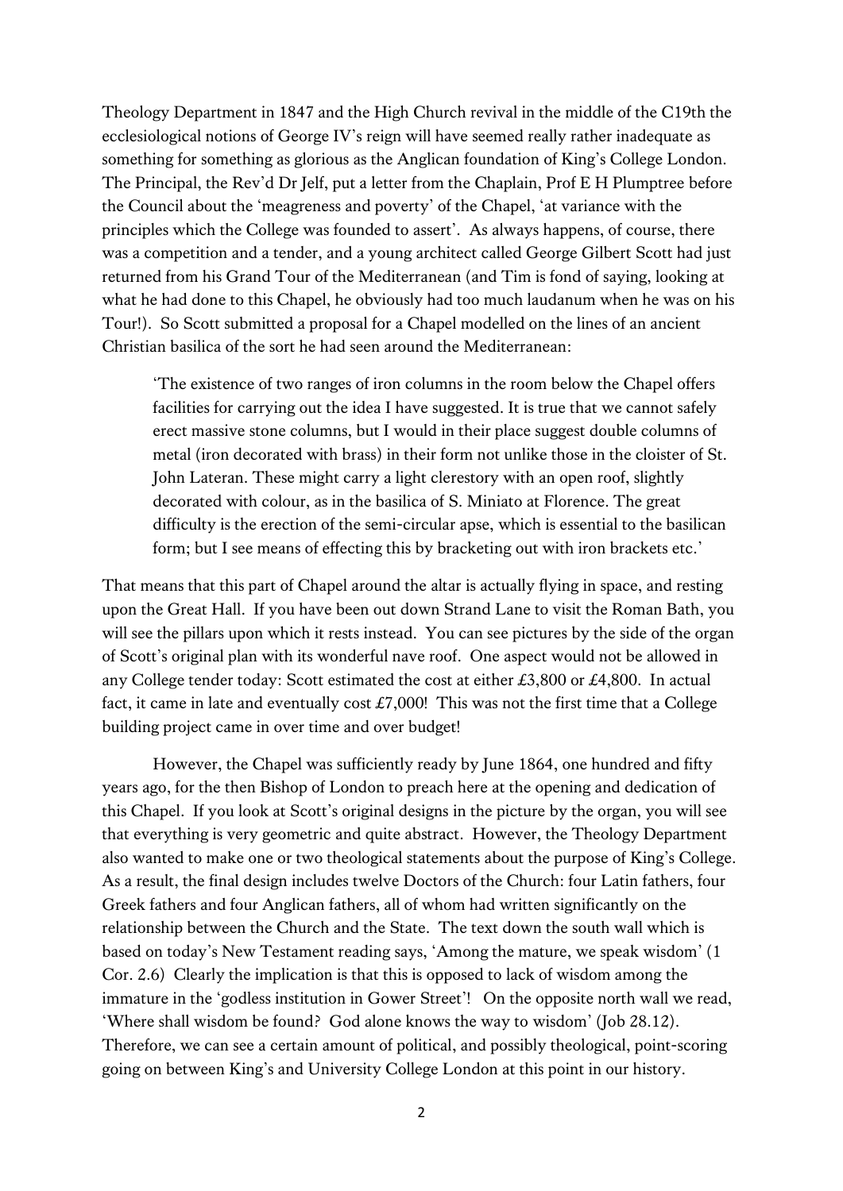Theology Department in 1847 and the High Church revival in the middle of the C19th the ecclesiological notions of George IV's reign will have seemed really rather inadequate as something for something as glorious as the Anglican foundation of King's College London. The Principal, the Rev'd Dr Jelf, put a letter from the Chaplain, Prof E H Plumptree before the Council about the 'meagreness and poverty' of the Chapel, 'at variance with the principles which the College was founded to assert'. As always happens, of course, there was a competition and a tender, and a young architect called George Gilbert Scott had just returned from his Grand Tour of the Mediterranean (and Tim is fond of saying, looking at what he had done to this Chapel, he obviously had too much laudanum when he was on his Tour!). So Scott submitted a proposal for a Chapel modelled on the lines of an ancient Christian basilica of the sort he had seen around the Mediterranean:

> 'The existence of two ranges of iron columns in the room below the Chapel offers facilities for carrying out the idea I have suggested. It is true that we cannot safely erect massive stone columns, but I would in their place suggest double columns of metal (iron decorated with brass) in their form not unlike those in the cloister of St. John Lateran. These might carry a light clerestory with an open roof, slightly decorated with colour, as in the basilica of S. Miniato at Florence. The great difficulty is the erection of the semi-circular apse, which is essential to the basilican form; but I see means of effecting this by bracketing out with iron brackets etc.'

That means that this part of Chapel around the altar is actually flying in space, and resting upon the Great Hall. If you have been out down Strand Lane to visit the Roman Bath, you will see the pillars upon which it rests instead. You can see pictures by the side of the organ of Scott's original plan with its wonderful nave roof. One aspect would not be allowed in any College tender today: Scott estimated the cost at either £3,800 or £4,800. In actual fact, it came in late and eventually cost £7,000! This was not the first time that a College building project came in over time and over budget!

However, the Chapel was sufficiently ready by June 1864, one hundred and fifty years ago, for the then Bishop of London to preach here at the opening and dedication of this Chapel. If you look at Scott's original designs in the picture by the organ, you will see that everything is very geometric and quite abstract. However, the Theology Department also wanted to make one or two theological statements about the purpose of King's College. As a result, the final design includes twelve Doctors of the Church: four Latin fathers, four Greek fathers and four Anglican fathers, all of whom had written significantly on the relationship between the Church and the State. The text down the south wall which is based on today's New Testament reading says, 'Among the mature, we speak wisdom' (1 Cor. 2.6) Clearly the implication is that this is opposed to lack of wisdom among the immature in the 'godless institution in Gower Street'! On the opposite north wall we read, 'Where shall wisdom be found? God alone knows the way to wisdom' (Job 28.12). Therefore, we can see a certain amount of political, and possibly theological, point-scoring going on between King's and University College London at this point in our history.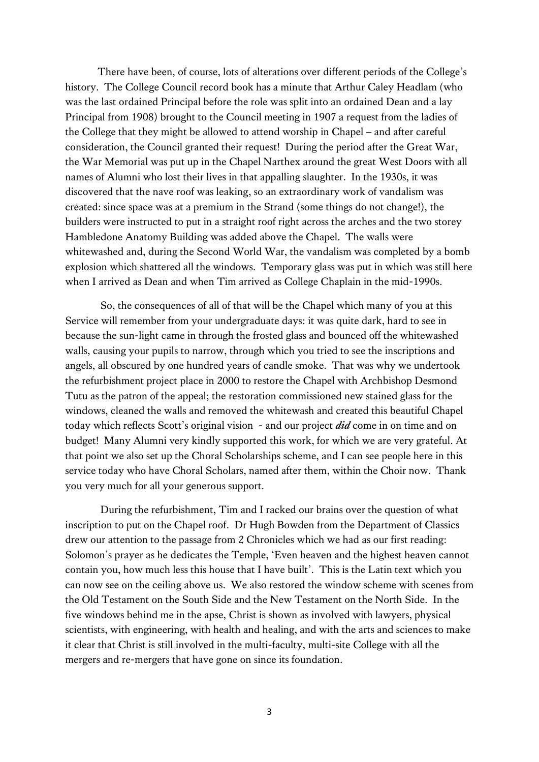There have been, of course, lots of alterations over different periods of the College's history. The College Council record book has a minute that Arthur Caley Headlam (who was the last ordained Principal before the role was split into an ordained Dean and a lay Principal from 1908) brought to the Council meeting in 1907 a request from the ladies of the College that they might be allowed to attend worship in Chapel – and after careful consideration, the Council granted their request! During the period after the Great War, the War Memorial was put up in the Chapel Narthex around the great West Doors with all names of Alumni who lost their lives in that appalling slaughter. In the 1930s, it was discovered that the nave roof was leaking, so an extraordinary work of vandalism was created: since space was at a premium in the Strand (some things do not change!), the builders were instructed to put in a straight roof right across the arches and the two storey Hambledone Anatomy Building was added above the Chapel. The walls were whitewashed and, during the Second World War, the vandalism was completed by a bomb explosion which shattered all the windows. Temporary glass was put in which was still here when I arrived as Dean and when Tim arrived as College Chaplain in the mid-1990s.

So, the consequences of all of that will be the Chapel which many of you at this Service will remember from your undergraduate days: it was quite dark, hard to see in because the sun-light came in through the frosted glass and bounced off the whitewashed walls, causing your pupils to narrow, through which you tried to see the inscriptions and angels, all obscured by one hundred years of candle smoke. That was why we undertook the refurbishment project place in 2000 to restore the Chapel with Archbishop Desmond Tutu as the patron of the appeal; the restoration commissioned new stained glass for the windows, cleaned the walls and removed the whitewash and created this beautiful Chapel today which reflects Scott's original vision - and our project ***did*** come in on time and on budget! Many Alumni very kindly supported this work, for which we are very grateful. At that point we also set up the Choral Scholarships scheme, and I can see people here in this service today who have Choral Scholars, named after them, within the Choir now. Thank you very much for all your generous support.

During the refurbishment, Tim and I racked our brains over the question of what inscription to put on the Chapel roof. Dr Hugh Bowden from the Department of Classics drew our attention to the passage from 2 Chronicles which we had as our first reading: Solomon's prayer as he dedicates the Temple, 'Even heaven and the highest heaven cannot contain you, how much less this house that I have built'. This is the Latin text which you can now see on the ceiling above us. We also restored the window scheme with scenes from the Old Testament on the South Side and the New Testament on the North Side. In the five windows behind me in the apse, Christ is shown as involved with lawyers, physical scientists, with engineering, with health and healing, and with the arts and sciences to make it clear that Christ is still involved in the multi-faculty, multi-site College with all the mergers and re-mergers that have gone on since its foundation.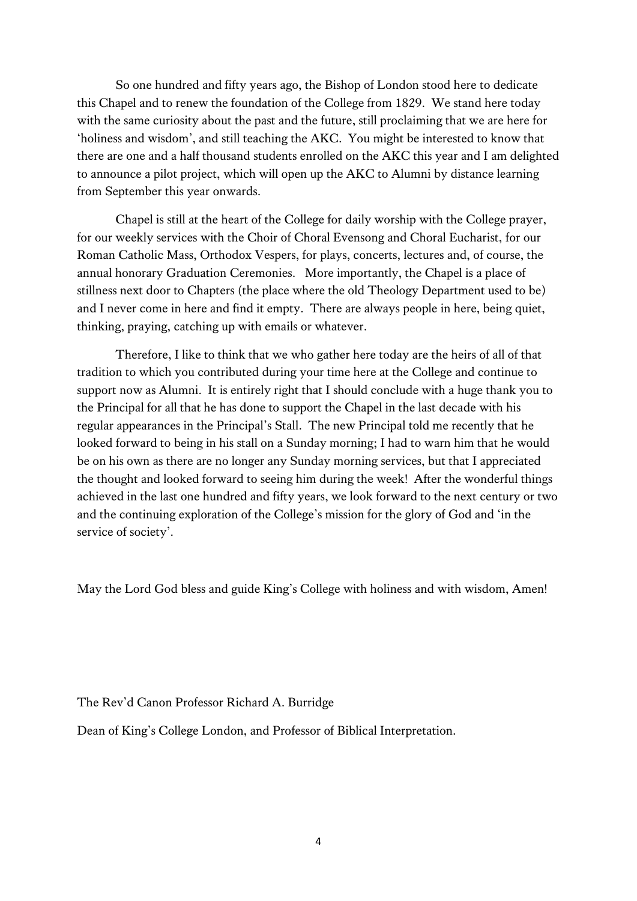So one hundred and fifty years ago, the Bishop of London stood here to dedicate this Chapel and to renew the foundation of the College from 1829. We stand here today with the same curiosity about the past and the future, still proclaiming that we are here for 'holiness and wisdom', and still teaching the AKC. You might be interested to know that there are one and a half thousand students enrolled on the AKC this year and I am delighted to announce a pilot project, which will open up the AKC to Alumni by distance learning from September this year onwards.

Chapel is still at the heart of the College for daily worship with the College prayer, for our weekly services with the Choir of Choral Evensong and Choral Eucharist, for our Roman Catholic Mass, Orthodox Vespers, for plays, concerts, lectures and, of course, the annual honorary Graduation Ceremonies. More importantly, the Chapel is a place of stillness next door to Chapters (the place where the old Theology Department used to be) and I never come in here and find it empty. There are always people in here, being quiet, thinking, praying, catching up with emails or whatever.

Therefore, I like to think that we who gather here today are the heirs of all of that tradition to which you contributed during your time here at the College and continue to support now as Alumni. It is entirely right that I should conclude with a huge thank you to the Principal for all that he has done to support the Chapel in the last decade with his regular appearances in the Principal's Stall. The new Principal told me recently that he looked forward to being in his stall on a Sunday morning; I had to warn him that he would be on his own as there are no longer any Sunday morning services, but that I appreciated the thought and looked forward to seeing him during the week! After the wonderful things achieved in the last one hundred and fifty years, we look forward to the next century or two and the continuing exploration of the College's mission for the glory of God and 'in the service of society'.

May the Lord God bless and guide King's College with holiness and with wisdom, Amen!

The Rev'd Canon Professor Richard A. Burridge

Dean of King's College London, and Professor of Biblical Interpretation.